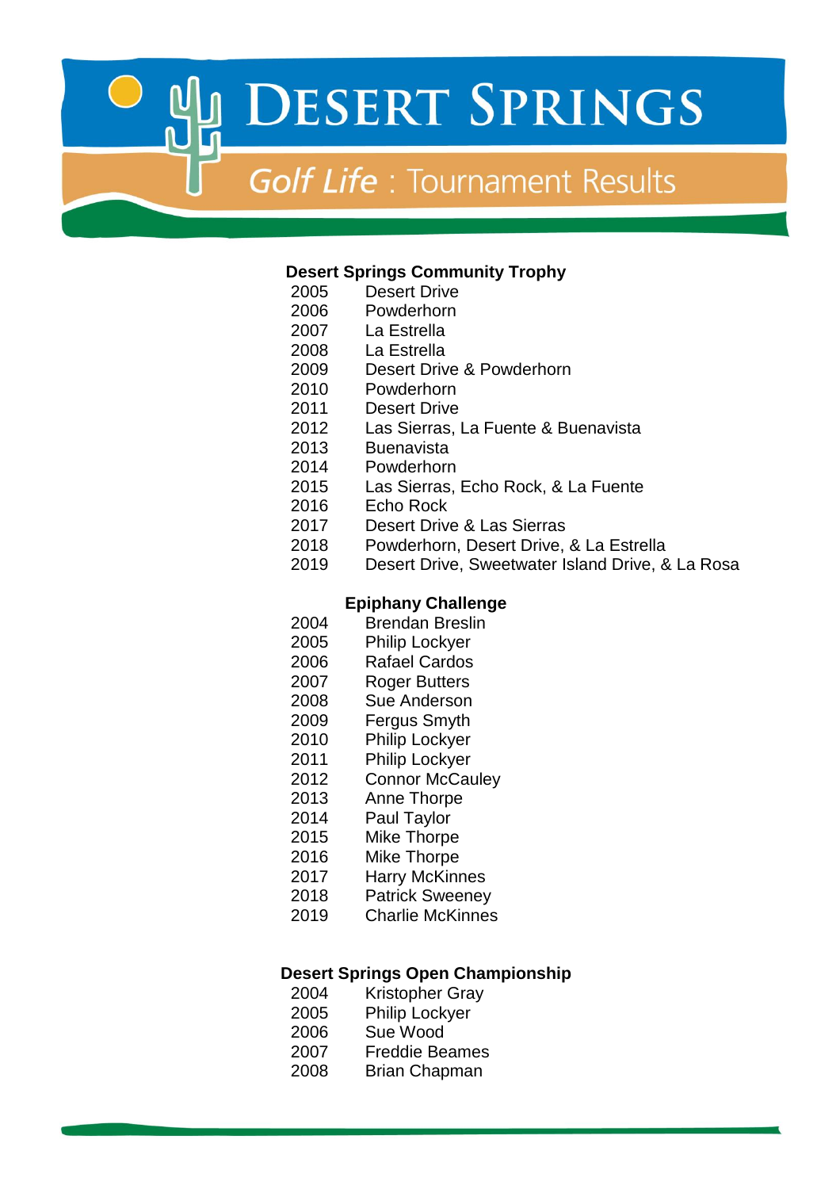# Desert Springs

## *Golf Life* : Tournament Results

### Desert Springs Community Trophy

| | |
|---|---|
| 2005 | Desert Drive |
| 2006 | Powderhorn |
| 2007 | La Estrella |
| 2008 | La Estrella |
| 2009 | Desert Drive & Powderhorn |
| 2010 | Powderhorn |
| 2011 | Desert Drive |
| 2012 | Las Sierras, La Fuente & Buenavista |
| 2013 | Buenavista |
| 2014 | Powderhorn |
| 2015 | Las Sierras, Echo Rock, & La Fuente |
| 2016 | Echo Rock |
| 2017 | Desert Drive & Las Sierras |
| 2018 | Powderhorn, Desert Drive, & La Estrella |
| 2019 | Desert Drive, Sweetwater Island Drive, & La Rosa |

### Epiphany Challenge

| | |
|---|---|
| 2004 | Brendan Breslin |
| 2005 | Philip Lockyer |
| 2006 | Rafael Cardos |
| 2007 | Roger Butters |
| 2008 | Sue Anderson |
| 2009 | Fergus Smyth |
| 2010 | Philip Lockyer |
| 2011 | Philip Lockyer |
| 2012 | Connor McCauley |
| 2013 | Anne Thorpe |
| 2014 | Paul Taylor |
| 2015 | Mike Thorpe |
| 2016 | Mike Thorpe |
| 2017 | Harry McKinnes |
| 2018 | Patrick Sweeney |
| 2019 | Charlie McKinnes |

### Desert Springs Open Championship

| | |
|---|---|
| 2004 | Kristopher Gray |
| 2005 | Philip Lockyer |
| 2006 | Sue Wood |
| 2007 | Freddie Beames |
| 2008 | Brian Chapman |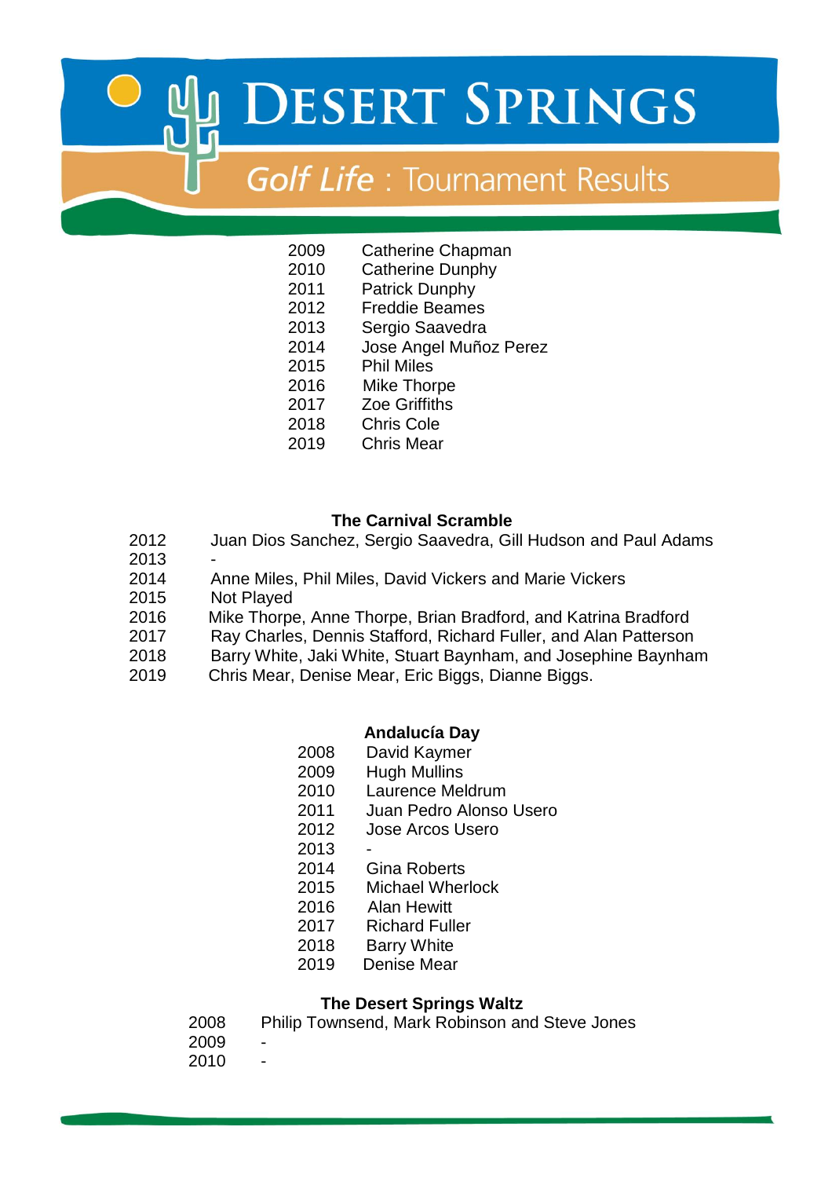# DESERT SPRINGS

## *Golf Life* : Tournament Results

| | |
|---|---|
| 2009 | Catherine Chapman |
| 2010 | Catherine Dunphy |
| 2011 | Patrick Dunphy |
| 2012 | Freddie Beames |
| 2013 | Sergio Saavedra |
| 2014 | Jose Angel Muñoz Perez |
| 2015 | Phil Miles |
| 2016 | Mike Thorpe |
| 2017 | Zoe Griffiths |
| 2018 | Chris Cole |
| 2019 | Chris Mear |

**The Carnival Scramble**

| | |
|---|---|
| 2012 | Juan Dios Sanchez, Sergio Saavedra, Gill Hudson and Paul Adams |
| 2013 | - |
| 2014 | Anne Miles, Phil Miles, David Vickers and Marie Vickers |
| 2015 | Not Played |
| 2016 | Mike Thorpe, Anne Thorpe, Brian Bradford, and Katrina Bradford |
| 2017 | Ray Charles, Dennis Stafford, Richard Fuller, and Alan Patterson |
| 2018 | Barry White, Jaki White, Stuart Baynham, and Josephine Baynham |
| 2019 | Chris Mear, Denise Mear, Eric Biggs, Dianne Biggs. |

**Andalucía Day**

| | |
|---|---|
| 2008 | David Kaymer |
| 2009 | Hugh Mullins |
| 2010 | Laurence Meldrum |
| 2011 | Juan Pedro Alonso Usero |
| 2012 | Jose Arcos Usero |
| 2013 | - |
| 2014 | Gina Roberts |
| 2015 | Michael Wherlock |
| 2016 | Alan Hewitt |
| 2017 | Richard Fuller |
| 2018 | Barry White |
| 2019 | Denise Mear |

**The Desert Springs Waltz**

| | |
|---|---|
| 2008 | Philip Townsend, Mark Robinson and Steve Jones |
| 2009 | - |
| 2010 | - |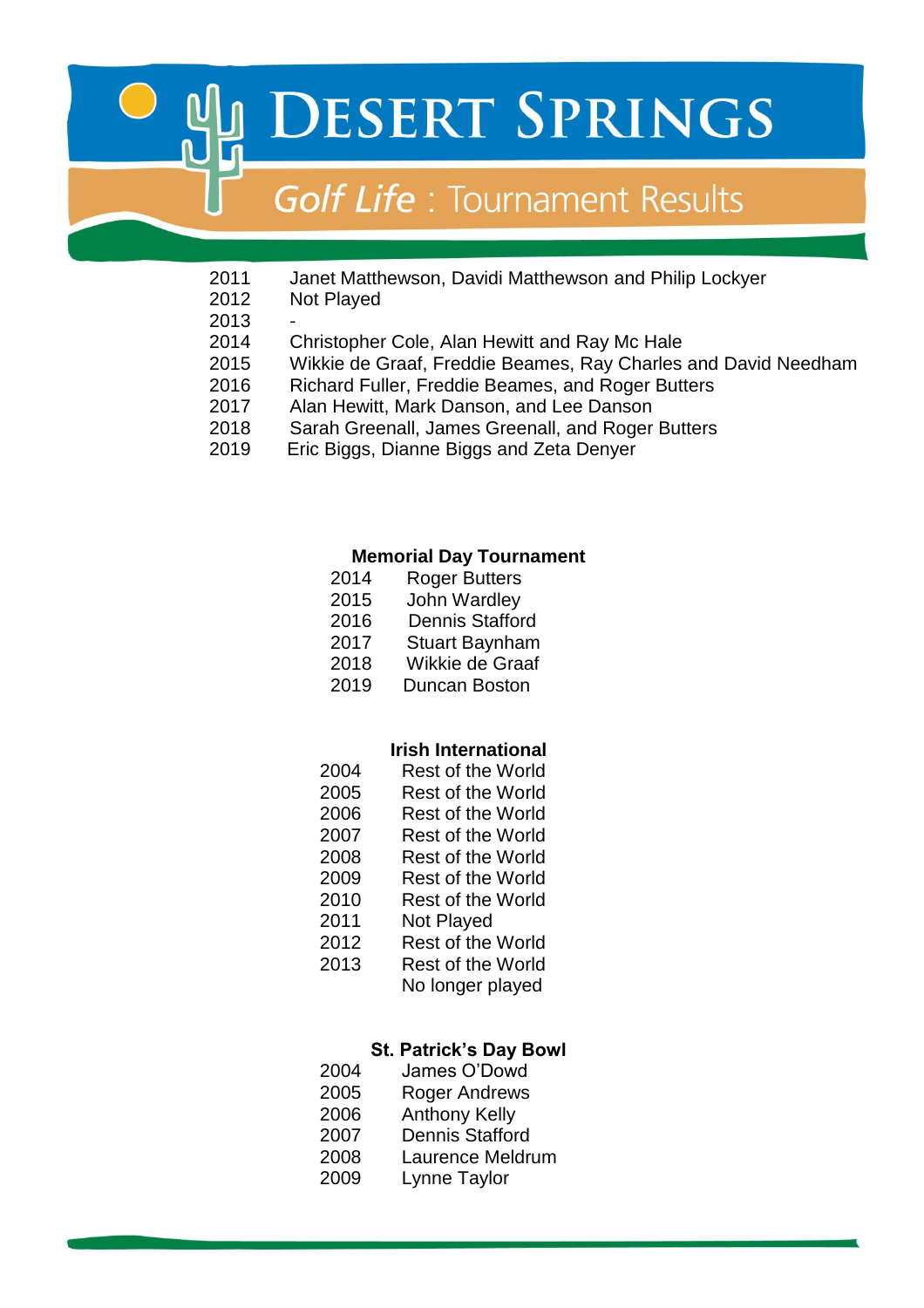# Desert Springs

## Golf Life : Tournament Results

| | |
|---|---|
| 2011 | Janet Matthewson, Davidi Matthewson and Philip Lockyer |
| 2012 | Not Played |
| 2013 | - |
| 2014 | Christopher Cole, Alan Hewitt and Ray Mc Hale |
| 2015 | Wikkie de Graaf, Freddie Beames, Ray Charles and David Needham |
| 2016 | Richard Fuller, Freddie Beames, and Roger Butters |
| 2017 | Alan Hewitt, Mark Danson, and Lee Danson |
| 2018 | Sarah Greenall, James Greenall, and Roger Butters |
| 2019 | Eric Biggs, Dianne Biggs and Zeta Denyer |

### Memorial Day Tournament

| | |
|---|---|
| 2014 | Roger Butters |
| 2015 | John Wardley |
| 2016 | Dennis Stafford |
| 2017 | Stuart Baynham |
| 2018 | Wikkie de Graaf |
| 2019 | Duncan Boston |

### Irish International

| | |
|---|---|
| 2004 | Rest of the World |
| 2005 | Rest of the World |
| 2006 | Rest of the World |
| 2007 | Rest of the World |
| 2008 | Rest of the World |
| 2009 | Rest of the World |
| 2010 | Rest of the World |
| 2011 | Not Played |
| 2012 | Rest of the World |
| 2013 | Rest of the World |
| | No longer played |

### St. Patrick's Day Bowl

| | |
|---|---|
| 2004 | James O'Dowd |
| 2005 | Roger Andrews |
| 2006 | Anthony Kelly |
| 2007 | Dennis Stafford |
| 2008 | Laurence Meldrum |
| 2009 | Lynne Taylor |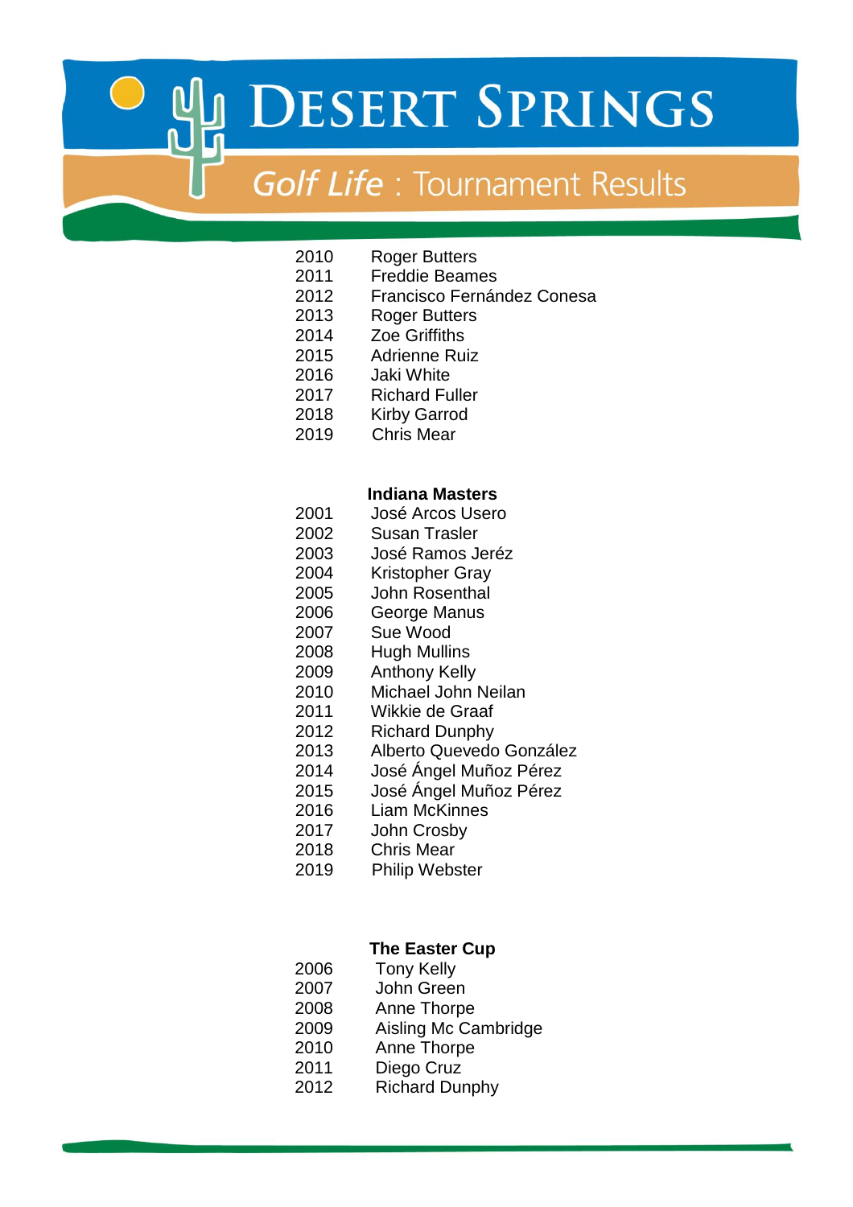# Desert Springs

## Golf Life : Tournament Results

| | |
|---|---|
| 2010 | Roger Butters |
| 2011 | Freddie Beames |
| 2012 | Francisco Fernández Conesa |
| 2013 | Roger Butters |
| 2014 | Zoe Griffiths |
| 2015 | Adrienne Ruiz |
| 2016 | Jaki White |
| 2017 | Richard Fuller |
| 2018 | Kirby Garrod |
| 2019 | Chris Mear |

**Indiana Masters**

| | |
|---|---|
| 2001 | José Arcos Usero |
| 2002 | Susan Trasler |
| 2003 | José Ramos Jeréz |
| 2004 | Kristopher Gray |
| 2005 | John Rosenthal |
| 2006 | George Manus |
| 2007 | Sue Wood |
| 2008 | Hugh Mullins |
| 2009 | Anthony Kelly |
| 2010 | Michael John Neilan |
| 2011 | Wikkie de Graaf |
| 2012 | Richard Dunphy |
| 2013 | Alberto Quevedo González |
| 2014 | José Ángel Muñoz Pérez |
| 2015 | José Ángel Muñoz Pérez |
| 2016 | Liam McKinnes |
| 2017 | John Crosby |
| 2018 | Chris Mear |
| 2019 | Philip Webster |

**The Easter Cup**

| | |
|---|---|
| 2006 | Tony Kelly |
| 2007 | John Green |
| 2008 | Anne Thorpe |
| 2009 | Aisling Mc Cambridge |
| 2010 | Anne Thorpe |
| 2011 | Diego Cruz |
| 2012 | Richard Dunphy |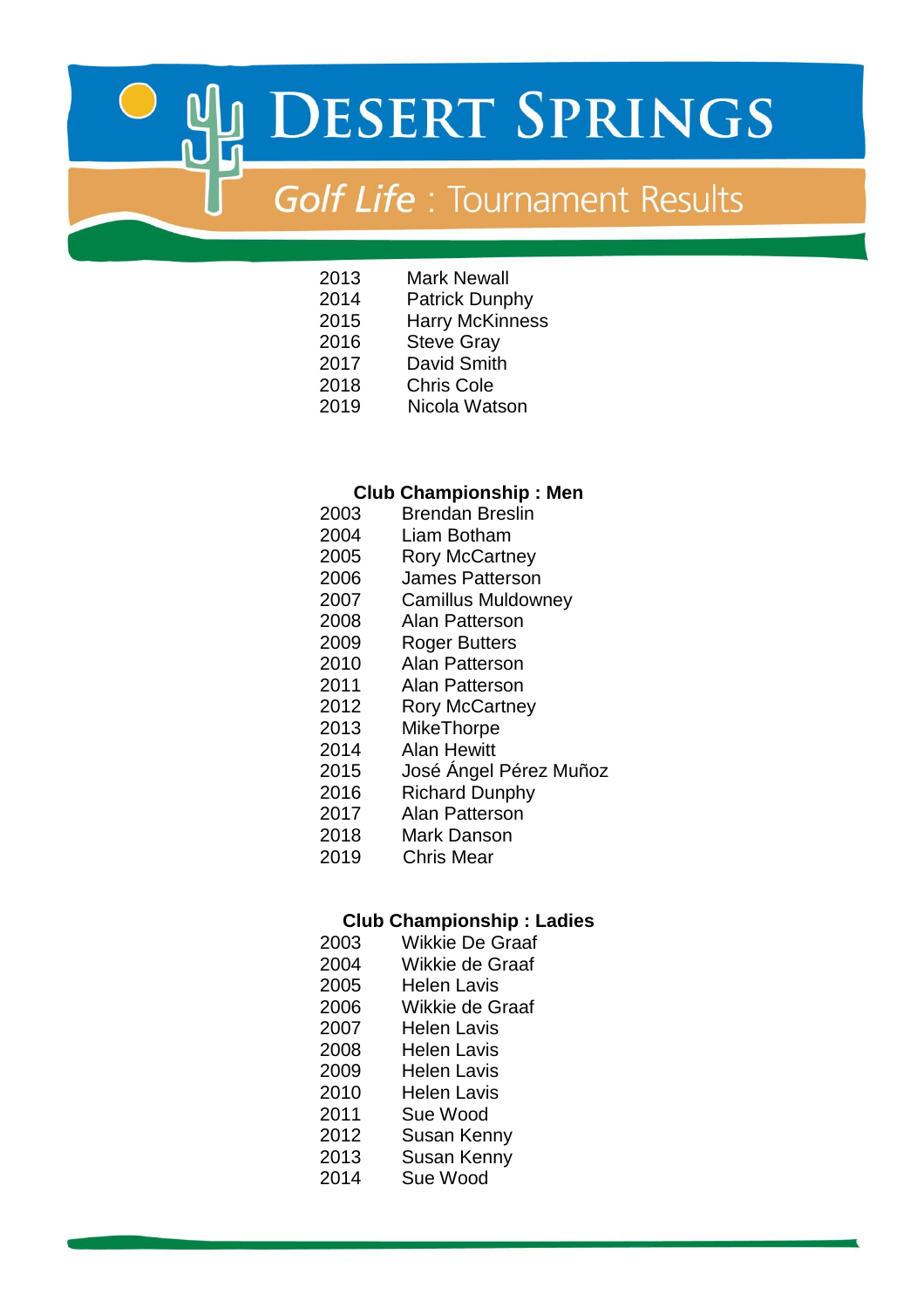# Desert Springs

## Golf Life : Tournament Results

| | |
|---|---|
| 2013 | Mark Newall |
| 2014 | Patrick Dunphy |
| 2015 | Harry McKinness |
| 2016 | Steve Gray |
| 2017 | David Smith |
| 2018 | Chris Cole |
| 2019 | Nicola Watson |

**Club Championship : Men**

| | |
|---|---|
| 2003 | Brendan Breslin |
| 2004 | Liam Botham |
| 2005 | Rory McCartney |
| 2006 | James Patterson |
| 2007 | Camillus Muldowney |
| 2008 | Alan Patterson |
| 2009 | Roger Butters |
| 2010 | Alan Patterson |
| 2011 | Alan Patterson |
| 2012 | Rory McCartney |
| 2013 | MikeThorpe |
| 2014 | Alan Hewitt |
| 2015 | José Ángel Pérez Muñoz |
| 2016 | Richard Dunphy |
| 2017 | Alan Patterson |
| 2018 | Mark Danson |
| 2019 | Chris Mear |

**Club Championship : Ladies**

| | |
|---|---|
| 2003 | Wikkie De Graaf |
| 2004 | Wikkie de Graaf |
| 2005 | Helen Lavis |
| 2006 | Wikkie de Graaf |
| 2007 | Helen Lavis |
| 2008 | Helen Lavis |
| 2009 | Helen Lavis |
| 2010 | Helen Lavis |
| 2011 | Sue Wood |
| 2012 | Susan Kenny |
| 2013 | Susan Kenny |
| 2014 | Sue Wood |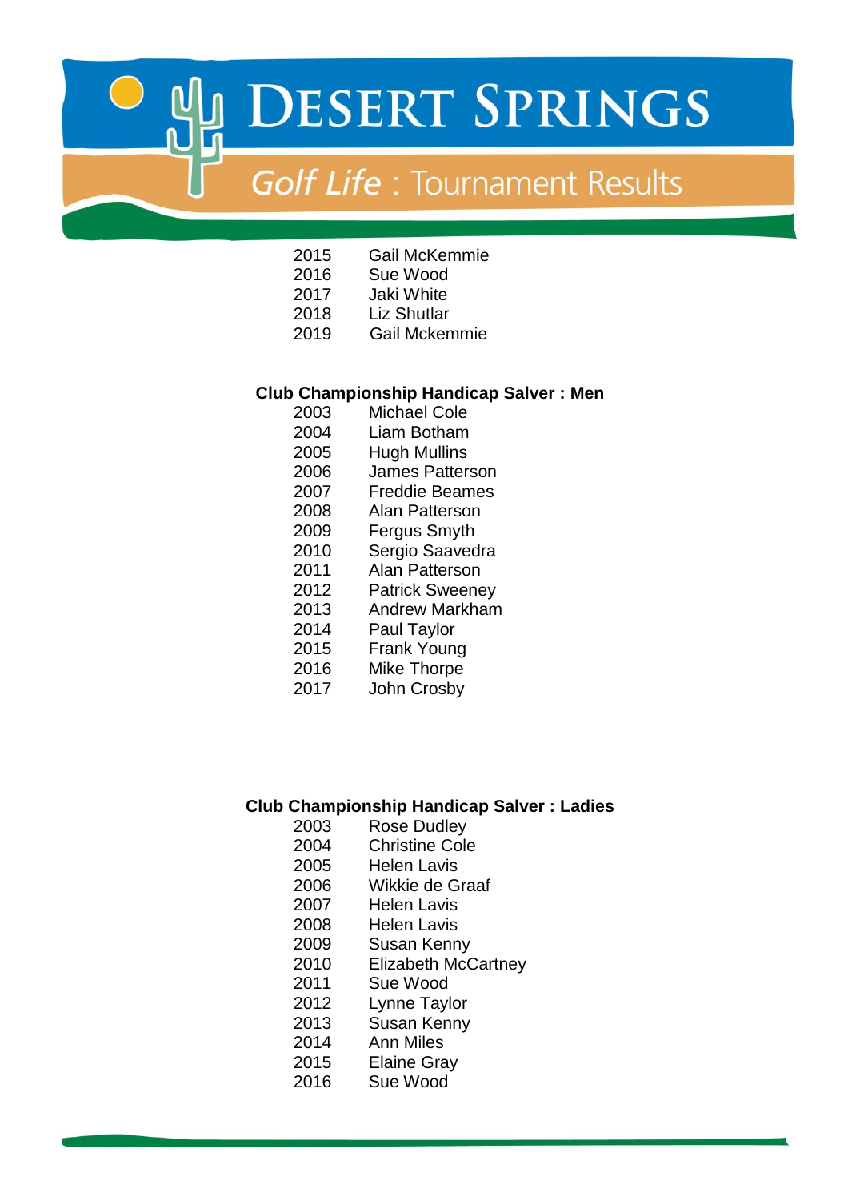| | |
|---|---|
| 2015 | Gail McKemmie |
| 2016 | Sue Wood |
| 2017 | Jaki White |
| 2018 | Liz Shutlar |
| 2019 | Gail Mckemmie |

**Club Championship Handicap Salver : Men**

| | |
|---|---|
| 2003 | Michael Cole |
| 2004 | Liam Botham |
| 2005 | Hugh Mullins |
| 2006 | James Patterson |
| 2007 | Freddie Beames |
| 2008 | Alan Patterson |
| 2009 | Fergus Smyth |
| 2010 | Sergio Saavedra |
| 2011 | Alan Patterson |
| 2012 | Patrick Sweeney |
| 2013 | Andrew Markham |
| 2014 | Paul Taylor |
| 2015 | Frank Young |
| 2016 | Mike Thorpe |
| 2017 | John Crosby |

**Club Championship Handicap Salver : Ladies**

| | |
|---|---|
| 2003 | Rose Dudley |
| 2004 | Christine Cole |
| 2005 | Helen Lavis |
| 2006 | Wikkie de Graaf |
| 2007 | Helen Lavis |
| 2008 | Helen Lavis |
| 2009 | Susan Kenny |
| 2010 | Elizabeth McCartney |
| 2011 | Sue Wood |
| 2012 | Lynne Taylor |
| 2013 | Susan Kenny |
| 2014 | Ann Miles |
| 2015 | Elaine Gray |
| 2016 | Sue Wood |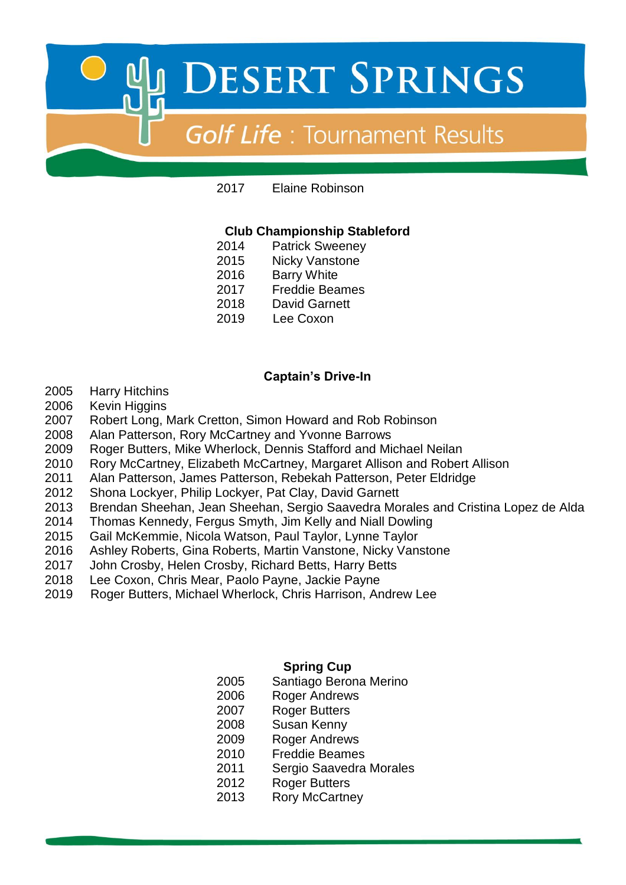2017 Elaine Robinson

**Club Championship Stableford**

2014 Patrick Sweeney
2015 Nicky Vanstone
2016 Barry White
2017 Freddie Beames
2018 David Garnett
2019 Lee Coxon

**Captain's Drive-In**

2005 Harry Hitchins
2006 Kevin Higgins
2007 Robert Long, Mark Cretton, Simon Howard and Rob Robinson
2008 Alan Patterson, Rory McCartney and Yvonne Barrows
2009 Roger Butters, Mike Wherlock, Dennis Stafford and Michael Neilan
2010 Rory McCartney, Elizabeth McCartney, Margaret Allison and Robert Allison
2011 Alan Patterson, James Patterson, Rebekah Patterson, Peter Eldridge
2012 Shona Lockyer, Philip Lockyer, Pat Clay, David Garnett
2013 Brendan Sheehan, Jean Sheehan, Sergio Saavedra Morales and Cristina Lopez de Alda
2014 Thomas Kennedy, Fergus Smyth, Jim Kelly and Niall Dowling
2015 Gail McKemmie, Nicola Watson, Paul Taylor, Lynne Taylor
2016 Ashley Roberts, Gina Roberts, Martin Vanstone, Nicky Vanstone
2017 John Crosby, Helen Crosby, Richard Betts, Harry Betts
2018 Lee Coxon, Chris Mear, Paolo Payne, Jackie Payne
2019 Roger Butters, Michael Wherlock, Chris Harrison, Andrew Lee

**Spring Cup**

2005 Santiago Berona Merino
2006 Roger Andrews
2007 Roger Butters
2008 Susan Kenny
2009 Roger Andrews
2010 Freddie Beames
2011 Sergio Saavedra Morales
2012 Roger Butters
2013 Rory McCartney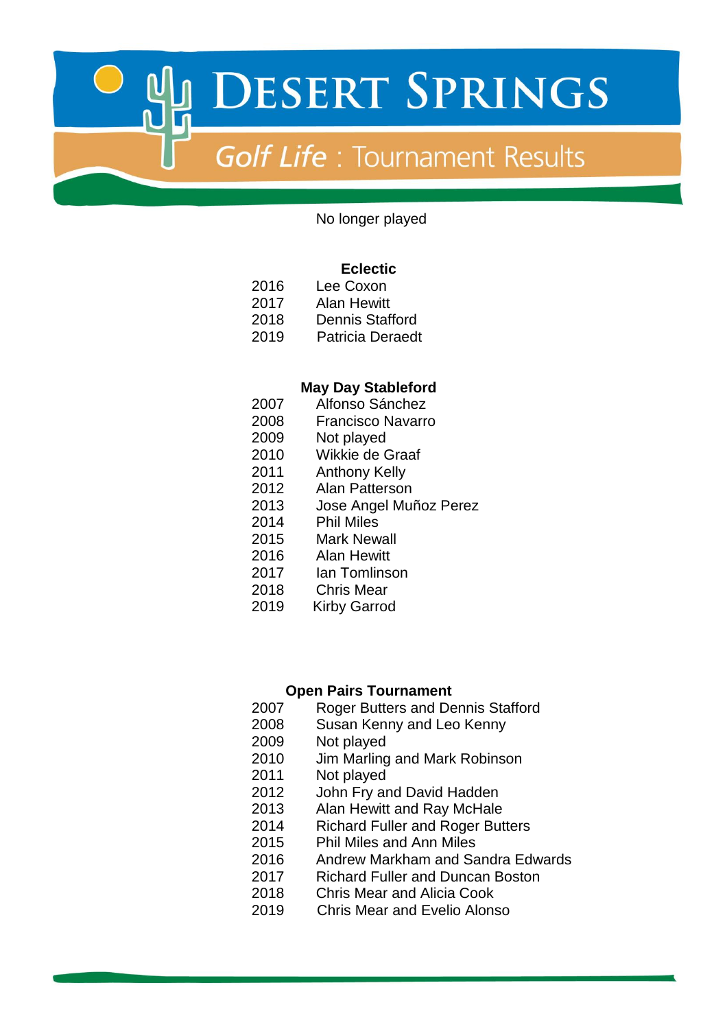# DESERT SPRINGS

## Golf Life : Tournament Results

No longer played

### Eclectic

| Year | Winner |
|---|---|
| 2016 | Lee Coxon |
| 2017 | Alan Hewitt |
| 2018 | Dennis Stafford |
| 2019 | Patricia Deraedt |

### May Day Stableford

| Year | Winner |
|---|---|
| 2007 | Alfonso Sánchez |
| 2008 | Francisco Navarro |
| 2009 | Not played |
| 2010 | Wikkie de Graaf |
| 2011 | Anthony Kelly |
| 2012 | Alan Patterson |
| 2013 | Jose Angel Muñoz Perez |
| 2014 | Phil Miles |
| 2015 | Mark Newall |
| 2016 | Alan Hewitt |
| 2017 | Ian Tomlinson |
| 2018 | Chris Mear |
| 2019 | Kirby Garrod |

### Open Pairs Tournament

| Year | Winners |
|---|---|
| 2007 | Roger Butters and Dennis Stafford |
| 2008 | Susan Kenny and Leo Kenny |
| 2009 | Not played |
| 2010 | Jim Marling and Mark Robinson |
| 2011 | Not played |
| 2012 | John Fry and David Hadden |
| 2013 | Alan Hewitt and Ray McHale |
| 2014 | Richard Fuller and Roger Butters |
| 2015 | Phil Miles and Ann Miles |
| 2016 | Andrew Markham and Sandra Edwards |
| 2017 | Richard Fuller and Duncan Boston |
| 2018 | Chris Mear and Alicia Cook |
| 2019 | Chris Mear and Evelio Alonso |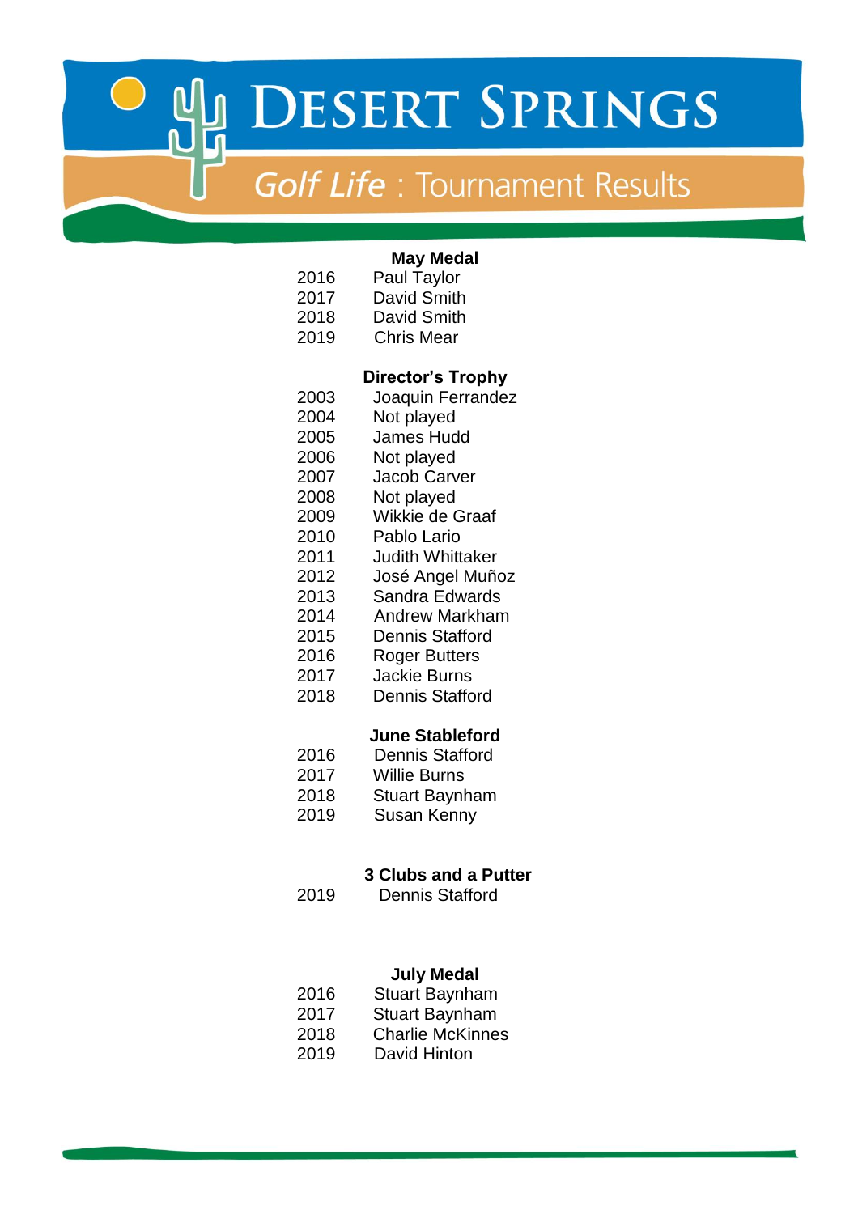# Desert Springs

## *Golf Life* : Tournament Results

### May Medal

| | |
|---|---|
| 2016 | Paul Taylor |
| 2017 | David Smith |
| 2018 | David Smith |
| 2019 | Chris Mear |

### Director's Trophy

| | |
|---|---|
| 2003 | Joaquin Ferrandez |
| 2004 | Not played |
| 2005 | James Hudd |
| 2006 | Not played |
| 2007 | Jacob Carver |
| 2008 | Not played |
| 2009 | Wikkie de Graaf |
| 2010 | Pablo Lario |
| 2011 | Judith Whittaker |
| 2012 | José Angel Muñoz |
| 2013 | Sandra Edwards |
| 2014 | Andrew Markham |
| 2015 | Dennis Stafford |
| 2016 | Roger Butters |
| 2017 | Jackie Burns |
| 2018 | Dennis Stafford |

### June Stableford

| | |
|---|---|
| 2016 | Dennis Stafford |
| 2017 | Willie Burns |
| 2018 | Stuart Baynham |
| 2019 | Susan Kenny |

### 3 Clubs and a Putter

| | |
|---|---|
| 2019 | Dennis Stafford |

### July Medal

| | |
|---|---|
| 2016 | Stuart Baynham |
| 2017 | Stuart Baynham |
| 2018 | Charlie McKinnes |
| 2019 | David Hinton |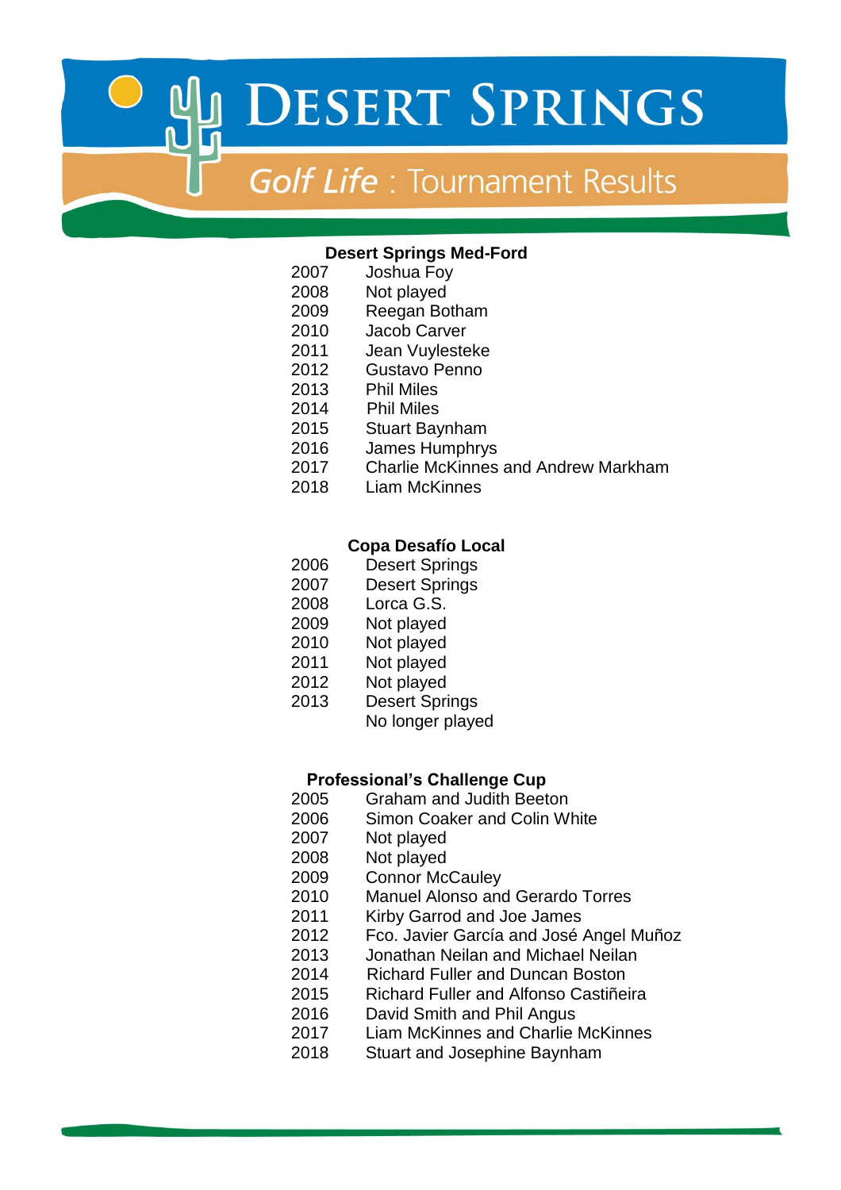# DESERT SPRINGS

## *Golf Life* : Tournament Results

### Desert Springs Med-Ford

| | |
|---|---|
| 2007 | Joshua Foy |
| 2008 | Not played |
| 2009 | Reegan Botham |
| 2010 | Jacob Carver |
| 2011 | Jean Vuylesteke |
| 2012 | Gustavo Penno |
| 2013 | Phil Miles |
| 2014 | Phil Miles |
| 2015 | Stuart Baynham |
| 2016 | James Humphrys |
| 2017 | Charlie McKinnes and Andrew Markham |
| 2018 | Liam McKinnes |

### Copa Desafío Local

| | |
|---|---|
| 2006 | Desert Springs |
| 2007 | Desert Springs |
| 2008 | Lorca G.S. |
| 2009 | Not played |
| 2010 | Not played |
| 2011 | Not played |
| 2012 | Not played |
| 2013 | Desert Springs |
| | No longer played |

### Professional's Challenge Cup

| | |
|---|---|
| 2005 | Graham and Judith Beeton |
| 2006 | Simon Coaker and Colin White |
| 2007 | Not played |
| 2008 | Not played |
| 2009 | Connor McCauley |
| 2010 | Manuel Alonso and Gerardo Torres |
| 2011 | Kirby Garrod and Joe James |
| 2012 | Fco. Javier García and José Angel Muñoz |
| 2013 | Jonathan Neilan and Michael Neilan |
| 2014 | Richard Fuller and Duncan Boston |
| 2015 | Richard Fuller and Alfonso Castiñeira |
| 2016 | David Smith and Phil Angus |
| 2017 | Liam McKinnes and Charlie McKinnes |
| 2018 | Stuart and Josephine Baynham |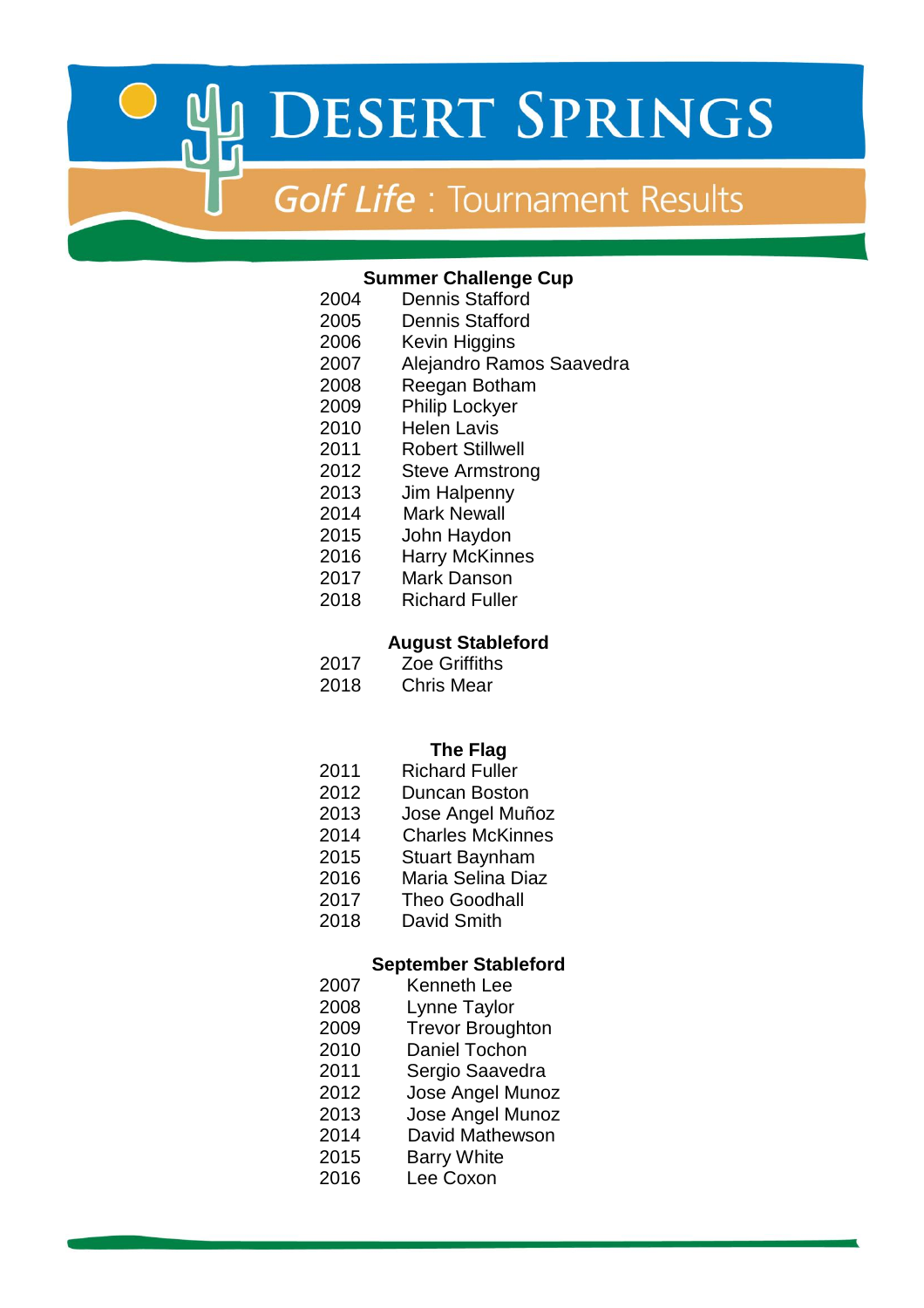# Desert Springs

## *Golf Life* : Tournament Results

### Summer Challenge Cup

| | |
|---|---|
| 2004 | Dennis Stafford |
| 2005 | Dennis Stafford |
| 2006 | Kevin Higgins |
| 2007 | Alejandro Ramos Saavedra |
| 2008 | Reegan Botham |
| 2009 | Philip Lockyer |
| 2010 | Helen Lavis |
| 2011 | Robert Stillwell |
| 2012 | Steve Armstrong |
| 2013 | Jim Halpenny |
| 2014 | Mark Newall |
| 2015 | John Haydon |
| 2016 | Harry McKinnes |
| 2017 | Mark Danson |
| 2018 | Richard Fuller |

### August Stableford

| | |
|---|---|
| 2017 | Zoe Griffiths |
| 2018 | Chris Mear |

### The Flag

| | |
|---|---|
| 2011 | Richard Fuller |
| 2012 | Duncan Boston |
| 2013 | Jose Angel Muñoz |
| 2014 | Charles McKinnes |
| 2015 | Stuart Baynham |
| 2016 | Maria Selina Diaz |
| 2017 | Theo Goodhall |
| 2018 | David Smith |

### September Stableford

| | |
|---|---|
| 2007 | Kenneth Lee |
| 2008 | Lynne Taylor |
| 2009 | Trevor Broughton |
| 2010 | Daniel Tochon |
| 2011 | Sergio Saavedra |
| 2012 | Jose Angel Munoz |
| 2013 | Jose Angel Munoz |
| 2014 | David Mathewson |
| 2015 | Barry White |
| 2016 | Lee Coxon |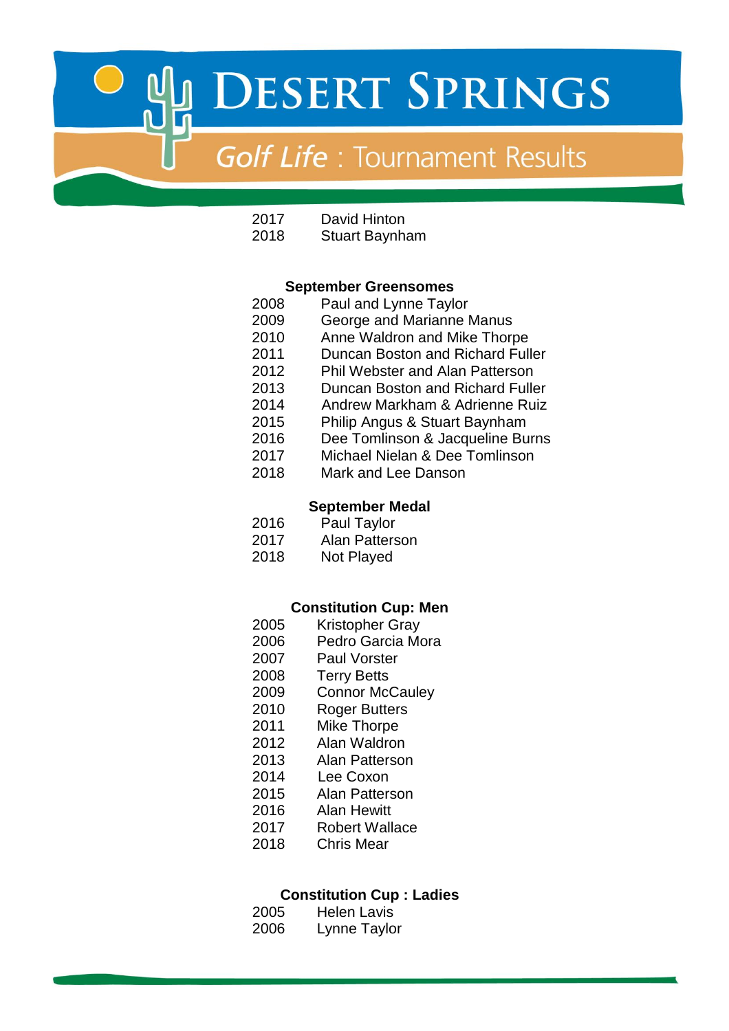| | |
|---|---|
| 2017 | David Hinton |
| 2018 | Stuart Baynham |

### September Greensomes

| | |
|---|---|
| 2008 | Paul and Lynne Taylor |
| 2009 | George and Marianne Manus |
| 2010 | Anne Waldron and Mike Thorpe |
| 2011 | Duncan Boston and Richard Fuller |
| 2012 | Phil Webster and Alan Patterson |
| 2013 | Duncan Boston and Richard Fuller |
| 2014 | Andrew Markham & Adrienne Ruiz |
| 2015 | Philip Angus & Stuart Baynham |
| 2016 | Dee Tomlinson & Jacqueline Burns |
| 2017 | Michael Nielan & Dee Tomlinson |
| 2018 | Mark and Lee Danson |

### September Medal

| | |
|---|---|
| 2016 | Paul Taylor |
| 2017 | Alan Patterson |
| 2018 | Not Played |

### Constitution Cup: Men

| | |
|---|---|
| 2005 | Kristopher Gray |
| 2006 | Pedro Garcia Mora |
| 2007 | Paul Vorster |
| 2008 | Terry Betts |
| 2009 | Connor McCauley |
| 2010 | Roger Butters |
| 2011 | Mike Thorpe |
| 2012 | Alan Waldron |
| 2013 | Alan Patterson |
| 2014 | Lee Coxon |
| 2015 | Alan Patterson |
| 2016 | Alan Hewitt |
| 2017 | Robert Wallace |
| 2018 | Chris Mear |

### Constitution Cup : Ladies

| | |
|---|---|
| 2005 | Helen Lavis |
| 2006 | Lynne Taylor |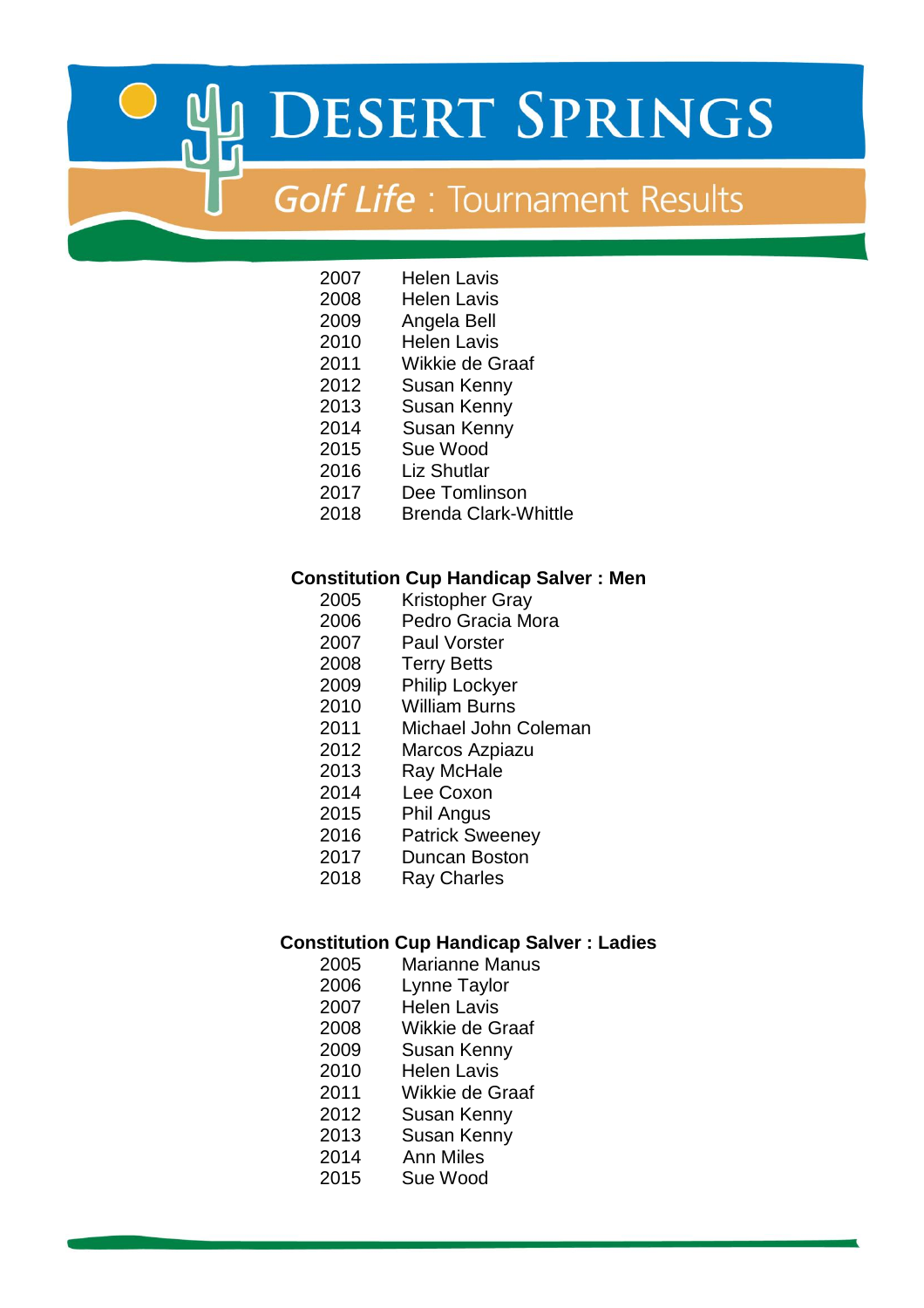# DESERT SPRINGS

## Golf Life : Tournament Results

| | |
|---|---|
| 2007 | Helen Lavis |
| 2008 | Helen Lavis |
| 2009 | Angela Bell |
| 2010 | Helen Lavis |
| 2011 | Wikkie de Graaf |
| 2012 | Susan Kenny |
| 2013 | Susan Kenny |
| 2014 | Susan Kenny |
| 2015 | Sue Wood |
| 2016 | Liz Shutlar |
| 2017 | Dee Tomlinson |
| 2018 | Brenda Clark-Whittle |

**Constitution Cup Handicap Salver : Men**

| | |
|---|---|
| 2005 | Kristopher Gray |
| 2006 | Pedro Gracia Mora |
| 2007 | Paul Vorster |
| 2008 | Terry Betts |
| 2009 | Philip Lockyer |
| 2010 | William Burns |
| 2011 | Michael John Coleman |
| 2012 | Marcos Azpiazu |
| 2013 | Ray McHale |
| 2014 | Lee Coxon |
| 2015 | Phil Angus |
| 2016 | Patrick Sweeney |
| 2017 | Duncan Boston |
| 2018 | Ray Charles |

**Constitution Cup Handicap Salver : Ladies**

| | |
|---|---|
| 2005 | Marianne Manus |
| 2006 | Lynne Taylor |
| 2007 | Helen Lavis |
| 2008 | Wikkie de Graaf |
| 2009 | Susan Kenny |
| 2010 | Helen Lavis |
| 2011 | Wikkie de Graaf |
| 2012 | Susan Kenny |
| 2013 | Susan Kenny |
| 2014 | Ann Miles |
| 2015 | Sue Wood |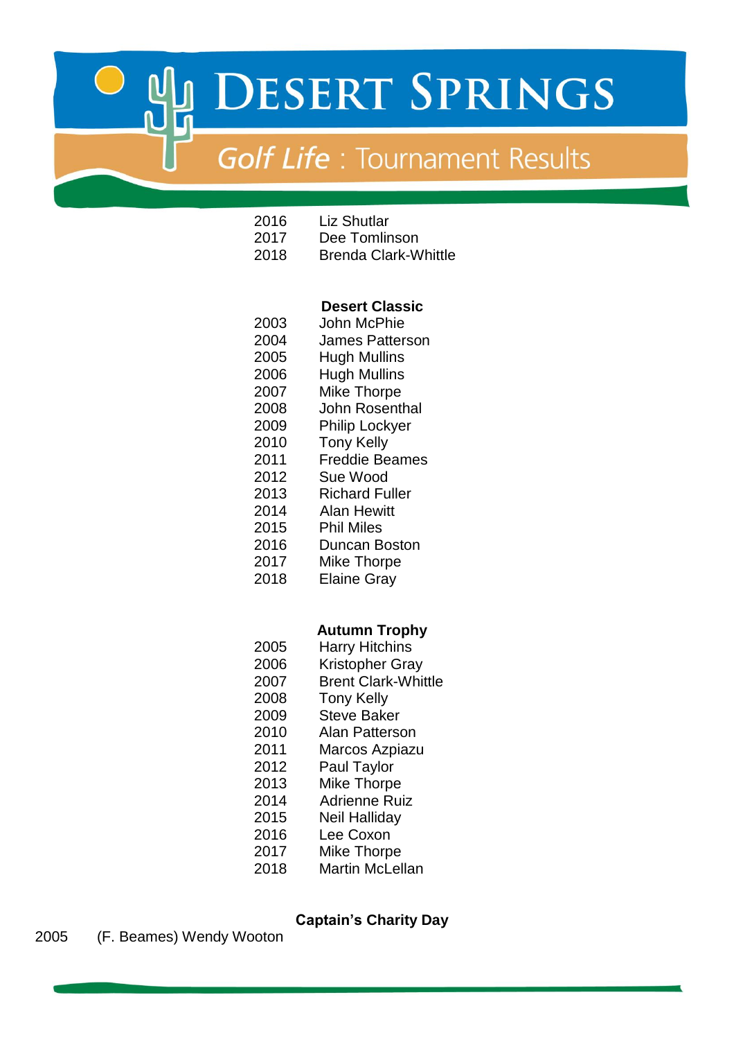2016 Liz Shutlar
2017 Dee Tomlinson
2018 Brenda Clark-Whittle

## Desert Classic

2003 John McPhie
2004 James Patterson
2005 Hugh Mullins
2006 Hugh Mullins
2007 Mike Thorpe
2008 John Rosenthal
2009 Philip Lockyer
2010 Tony Kelly
2011 Freddie Beames
2012 Sue Wood
2013 Richard Fuller
2014 Alan Hewitt
2015 Phil Miles
2016 Duncan Boston
2017 Mike Thorpe
2018 Elaine Gray

## Autumn Trophy

2005 Harry Hitchins
2006 Kristopher Gray
2007 Brent Clark-Whittle
2008 Tony Kelly
2009 Steve Baker
2010 Alan Patterson
2011 Marcos Azpiazu
2012 Paul Taylor
2013 Mike Thorpe
2014 Adrienne Ruiz
2015 Neil Halliday
2016 Lee Coxon
2017 Mike Thorpe
2018 Martin McLellan

## Captain's Charity Day

2005 (F. Beames) Wendy Wooton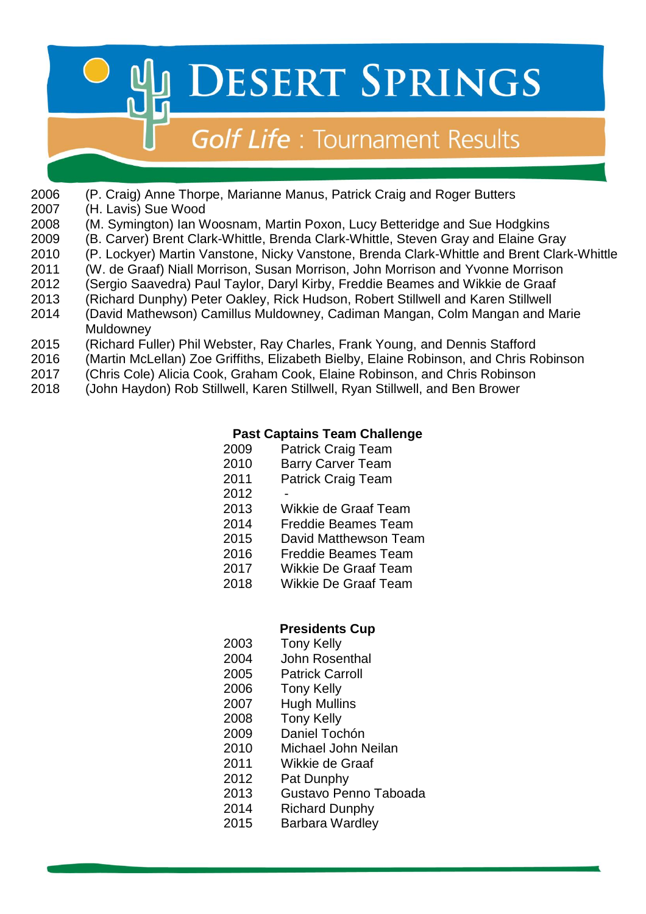# Desert Springs

## Golf Life : Tournament Results

| | |
|---|---|
| 2006 | (P. Craig) Anne Thorpe, Marianne Manus, Patrick Craig and Roger Butters |
| 2007 | (H. Lavis) Sue Wood |
| 2008 | (M. Symington) Ian Woosnam, Martin Poxon, Lucy Betteridge and Sue Hodgkins |
| 2009 | (B. Carver) Brent Clark-Whittle, Brenda Clark-Whittle, Steven Gray and Elaine Gray |
| 2010 | (P. Lockyer) Martin Vanstone, Nicky Vanstone, Brenda Clark-Whittle and Brent Clark-Whittle |
| 2011 | (W. de Graaf) Niall Morrison, Susan Morrison, John Morrison and Yvonne Morrison |
| 2012 | (Sergio Saavedra) Paul Taylor, Daryl Kirby, Freddie Beames and Wikkie de Graaf |
| 2013 | (Richard Dunphy) Peter Oakley, Rick Hudson, Robert Stillwell and Karen Stillwell |
| 2014 | (David Mathewson) Camillus Muldowney, Cadiman Mangan, Colm Mangan and Marie Muldowney |
| 2015 | (Richard Fuller) Phil Webster, Ray Charles, Frank Young, and Dennis Stafford |
| 2016 | (Martin McLellan) Zoe Griffiths, Elizabeth Bielby, Elaine Robinson, and Chris Robinson |
| 2017 | (Chris Cole) Alicia Cook, Graham Cook, Elaine Robinson, and Chris Robinson |
| 2018 | (John Haydon) Rob Stillwell, Karen Stillwell, Ryan Stillwell, and Ben Brower |

**Past Captains Team Challenge**

| | |
|---|---|
| 2009 | Patrick Craig Team |
| 2010 | Barry Carver Team |
| 2011 | Patrick Craig Team |
| 2012 | - |
| 2013 | Wikkie de Graaf Team |
| 2014 | Freddie Beames Team |
| 2015 | David Matthewson Team |
| 2016 | Freddie Beames Team |
| 2017 | Wikkie De Graaf Team |
| 2018 | Wikkie De Graaf Team |

**Presidents Cup**

| | |
|---|---|
| 2003 | Tony Kelly |
| 2004 | John Rosenthal |
| 2005 | Patrick Carroll |
| 2006 | Tony Kelly |
| 2007 | Hugh Mullins |
| 2008 | Tony Kelly |
| 2009 | Daniel Tochón |
| 2010 | Michael John Neilan |
| 2011 | Wikkie de Graaf |
| 2012 | Pat Dunphy |
| 2013 | Gustavo Penno Taboada |
| 2014 | Richard Dunphy |
| 2015 | Barbara Wardley |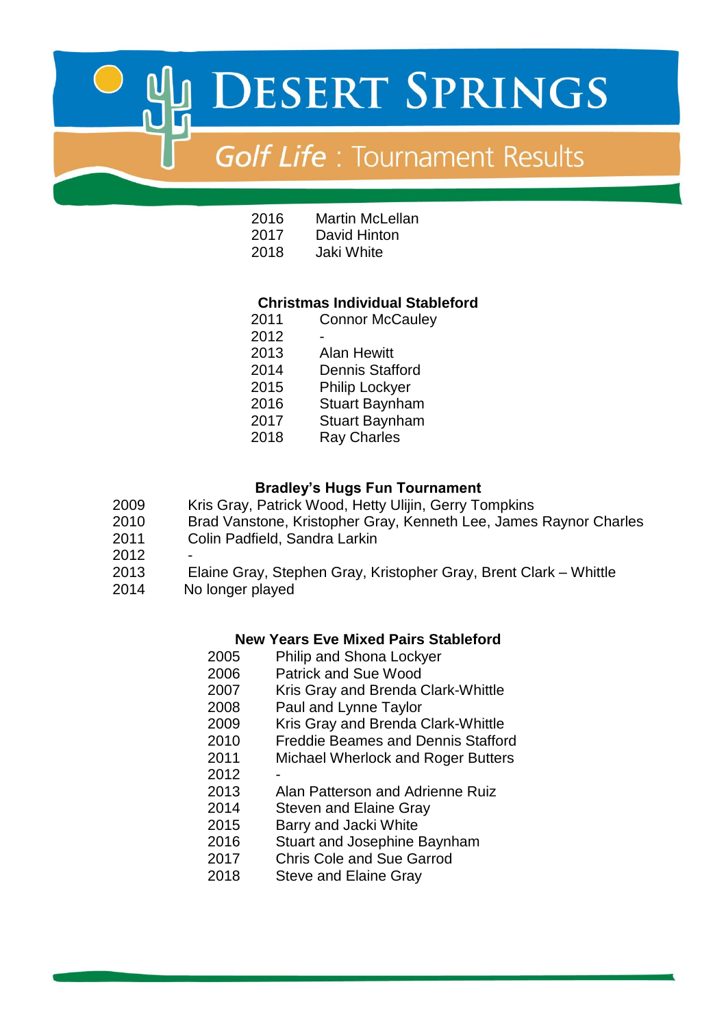# DESERT SPRINGS

## *Golf Life* : Tournament Results

| | |
|---|---|
| 2016 | Martin McLellan |
| 2017 | David Hinton |
| 2018 | Jaki White |

### Christmas Individual Stableford

| | |
|---|---|
| 2011 | Connor McCauley |
| 2012 | - |
| 2013 | Alan Hewitt |
| 2014 | Dennis Stafford |
| 2015 | Philip Lockyer |
| 2016 | Stuart Baynham |
| 2017 | Stuart Baynham |
| 2018 | Ray Charles |

### Bradley's Hugs Fun Tournament

| | |
|---|---|
| 2009 | Kris Gray, Patrick Wood, Hetty Ulijin, Gerry Tompkins |
| 2010 | Brad Vanstone, Kristopher Gray, Kenneth Lee, James Raynor Charles |
| 2011 | Colin Padfield, Sandra Larkin |
| 2012 | - |
| 2013 | Elaine Gray, Stephen Gray, Kristopher Gray, Brent Clark – Whittle |
| 2014 | No longer played |

### New Years Eve Mixed Pairs Stableford

| | |
|---|---|
| 2005 | Philip and Shona Lockyer |
| 2006 | Patrick and Sue Wood |
| 2007 | Kris Gray and Brenda Clark-Whittle |
| 2008 | Paul and Lynne Taylor |
| 2009 | Kris Gray and Brenda Clark-Whittle |
| 2010 | Freddie Beames and Dennis Stafford |
| 2011 | Michael Wherlock and Roger Butters |
| 2012 | - |
| 2013 | Alan Patterson and Adrienne Ruiz |
| 2014 | Steven and Elaine Gray |
| 2015 | Barry and Jacki White |
| 2016 | Stuart and Josephine Baynham |
| 2017 | Chris Cole and Sue Garrod |
| 2018 | Steve and Elaine Gray |